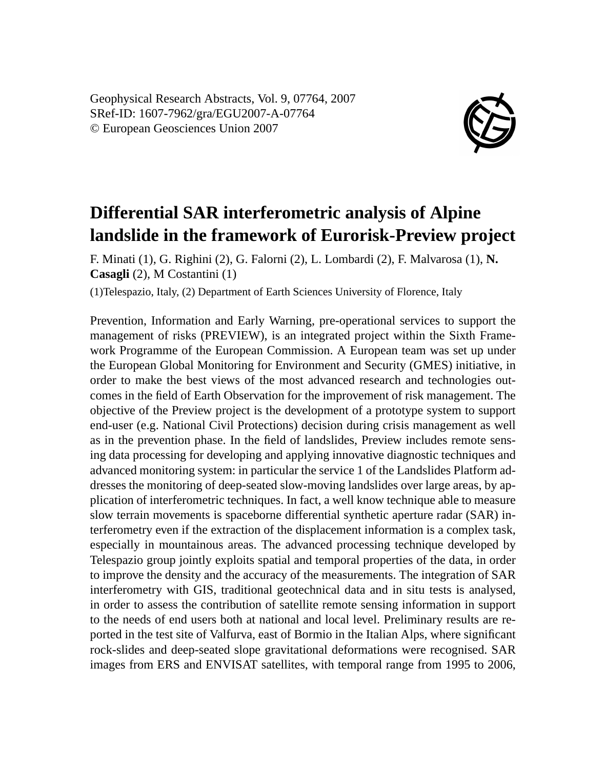Geophysical Research Abstracts, Vol. 9, 07764, 2007
SRef-ID: 1607-7962/gra/EGU2007-A-07764
© European Geosciences Union 2007

# Differential SAR interferometric analysis of Alpine landslide in the framework of Eurorisk-Preview project

F. Minati (1), G. Righini (2), G. Falorni (2), L. Lombardi (2), F. Malvarosa (1), **N. Casagli** (2), M Costantini (1)

(1)Telespazio, Italy, (2) Department of Earth Sciences University of Florence, Italy

Prevention, Information and Early Warning, pre-operational services to support the management of risks (PREVIEW), is an integrated project within the Sixth Framework Programme of the European Commission. A European team was set up under the European Global Monitoring for Environment and Security (GMES) initiative, in order to make the best views of the most advanced research and technologies outcomes in the field of Earth Observation for the improvement of risk management. The objective of the Preview project is the development of a prototype system to support end-user (e.g. National Civil Protections) decision during crisis management as well as in the prevention phase. In the field of landslides, Preview includes remote sensing data processing for developing and applying innovative diagnostic techniques and advanced monitoring system: in particular the service 1 of the Landslides Platform addresses the monitoring of deep-seated slow-moving landslides over large areas, by application of interferometric techniques. In fact, a well know technique able to measure slow terrain movements is spaceborne differential synthetic aperture radar (SAR) interferometry even if the extraction of the displacement information is a complex task, especially in mountainous areas. The advanced processing technique developed by Telespazio group jointly exploits spatial and temporal properties of the data, in order to improve the density and the accuracy of the measurements. The integration of SAR interferometry with GIS, traditional geotechnical data and in situ tests is analysed, in order to assess the contribution of satellite remote sensing information in support to the needs of end users both at national and local level. Preliminary results are reported in the test site of Valfurva, east of Bormio in the Italian Alps, where significant rock-slides and deep-seated slope gravitational deformations were recognised. SAR images from ERS and ENVISAT satellites, with temporal range from 1995 to 2006,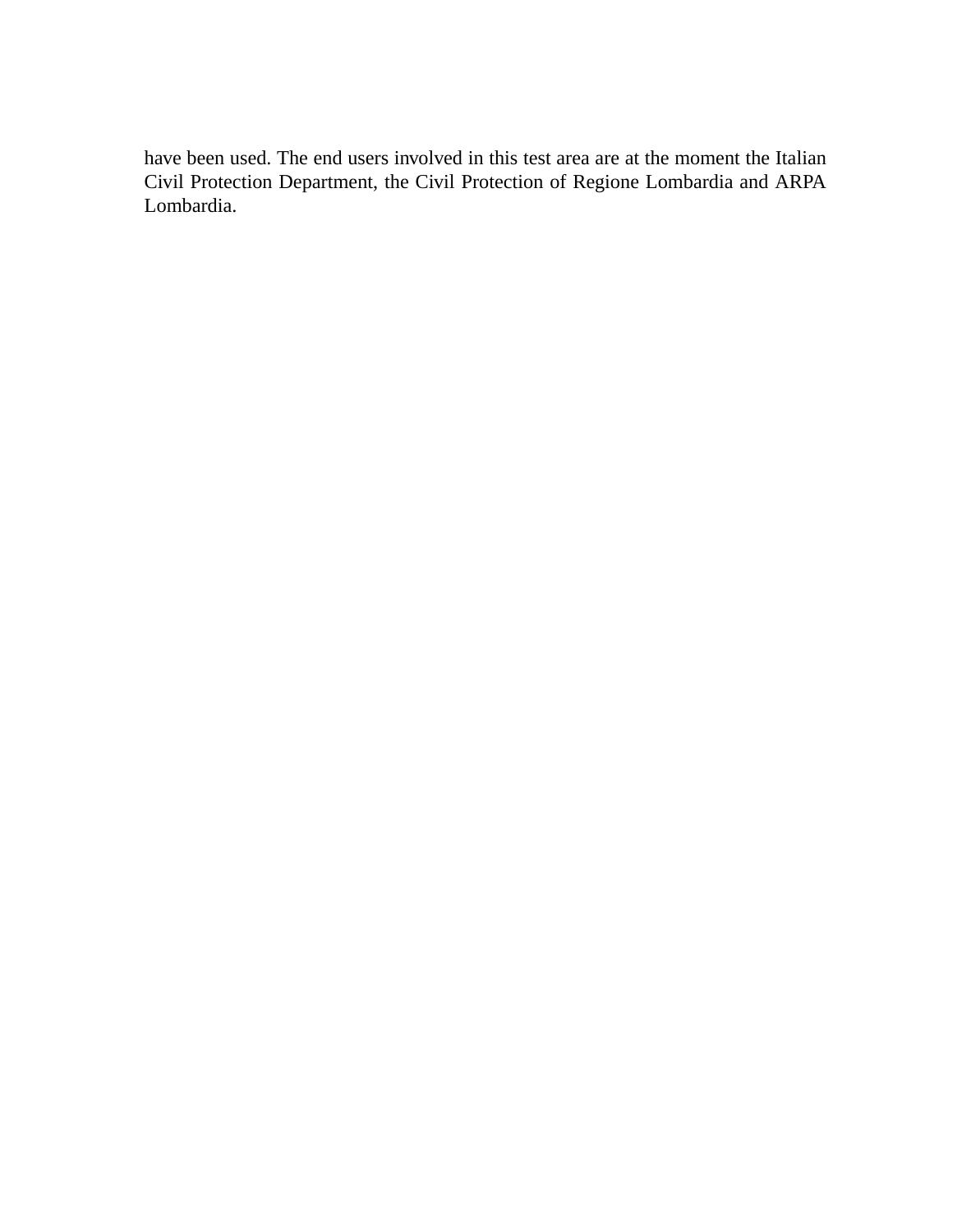have been used. The end users involved in this test area are at the moment the Italian Civil Protection Department, the Civil Protection of Regione Lombardia and ARPA Lombardia.